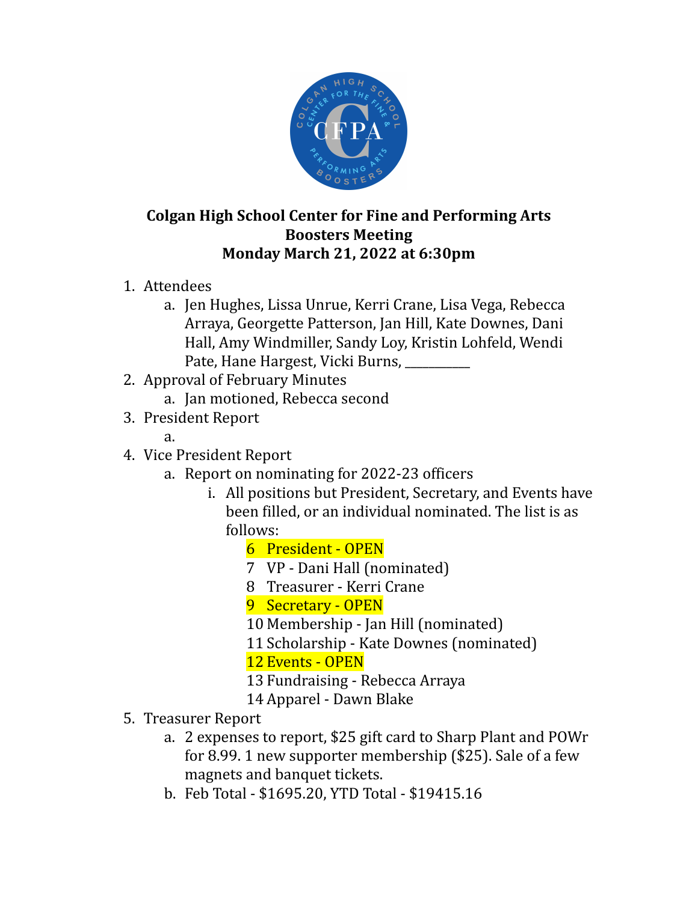**Colgan High School Center for Fine and Performing Arts**
**Boosters Meeting**
**Monday March 21, 2022 at 6:30pm**

1. Attendees
    a. Jen Hughes, Lissa Unrue, Kerri Crane, Lisa Vega, Rebecca Arraya, Georgette Patterson, Jan Hill, Kate Downes, Dani Hall, Amy Windmiller, Sandy Loy, Kristin Lohfeld, Wendi Pate, Hane Hargest, Vicki Burns, __________
2. Approval of February Minutes
    a. Jan motioned, Rebecca second
3. President Report
    a.
4. Vice President Report
    a. Report on nominating for 2022-23 officers
        i. All positions but President, Secretary, and Events have been filled, or an individual nominated. The list is as follows:
            6 President - OPEN
            7 VP - Dani Hall (nominated)
            8 Treasurer - Kerri Crane
            9 Secretary - OPEN
            10 Membership - Jan Hill (nominated)
            11 Scholarship - Kate Downes (nominated)
            12 Events - OPEN
            13 Fundraising - Rebecca Arraya
            14 Apparel - Dawn Blake
5. Treasurer Report
    a. 2 expenses to report, $25 gift card to Sharp Plant and POWr for 8.99. 1 new supporter membership ($25). Sale of a few magnets and banquet tickets.
    b. Feb Total - $1695.20, YTD Total - $19415.16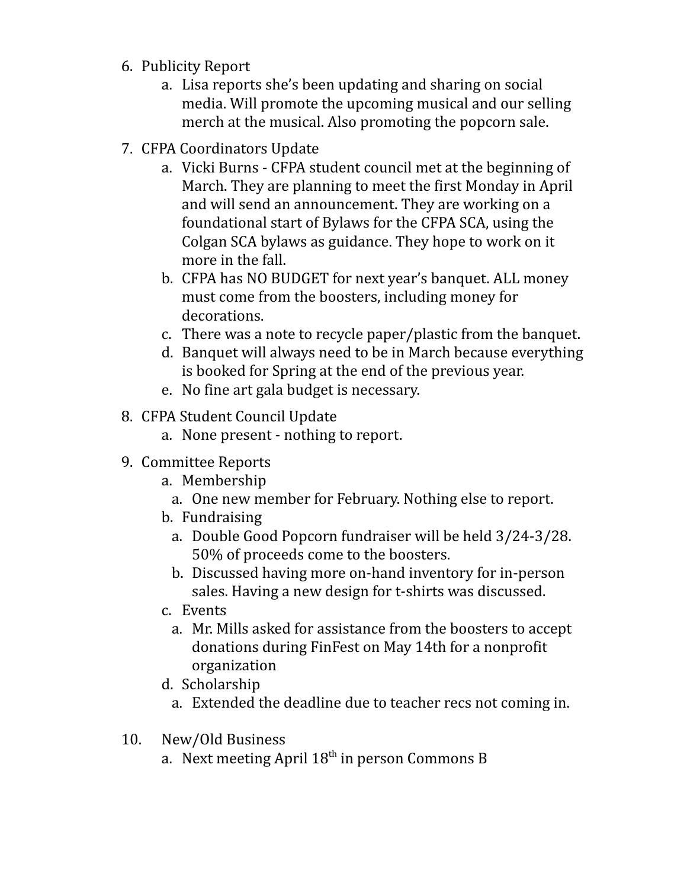6. Publicity Report
   a. Lisa reports she's been updating and sharing on social media. Will promote the upcoming musical and our selling merch at the musical. Also promoting the popcorn sale.
7. CFPA Coordinators Update
   a. Vicki Burns - CFPA student council met at the beginning of March. They are planning to meet the first Monday in April and will send an announcement. They are working on a foundational start of Bylaws for the CFPA SCA, using the Colgan SCA bylaws as guidance. They hope to work on it more in the fall.
   b. CFPA has NO BUDGET for next year's banquet. ALL money must come from the boosters, including money for decorations.
   c. There was a note to recycle paper/plastic from the banquet.
   d. Banquet will always need to be in March because everything is booked for Spring at the end of the previous year.
   e. No fine art gala budget is necessary.
8. CFPA Student Council Update
   a. None present - nothing to report.
9. Committee Reports
   a. Membership
      a. One new member for February. Nothing else to report.
   b. Fundraising
      a. Double Good Popcorn fundraiser will be held 3/24-3/28. 50% of proceeds come to the boosters.
      b. Discussed having more on-hand inventory for in-person sales. Having a new design for t-shirts was discussed.
   c. Events
      a. Mr. Mills asked for assistance from the boosters to accept donations during FinFest on May 14th for a nonprofit organization
   d. Scholarship
      a. Extended the deadline due to teacher recs not coming in.
10. New/Old Business
    a. Next meeting April 18th in person Commons B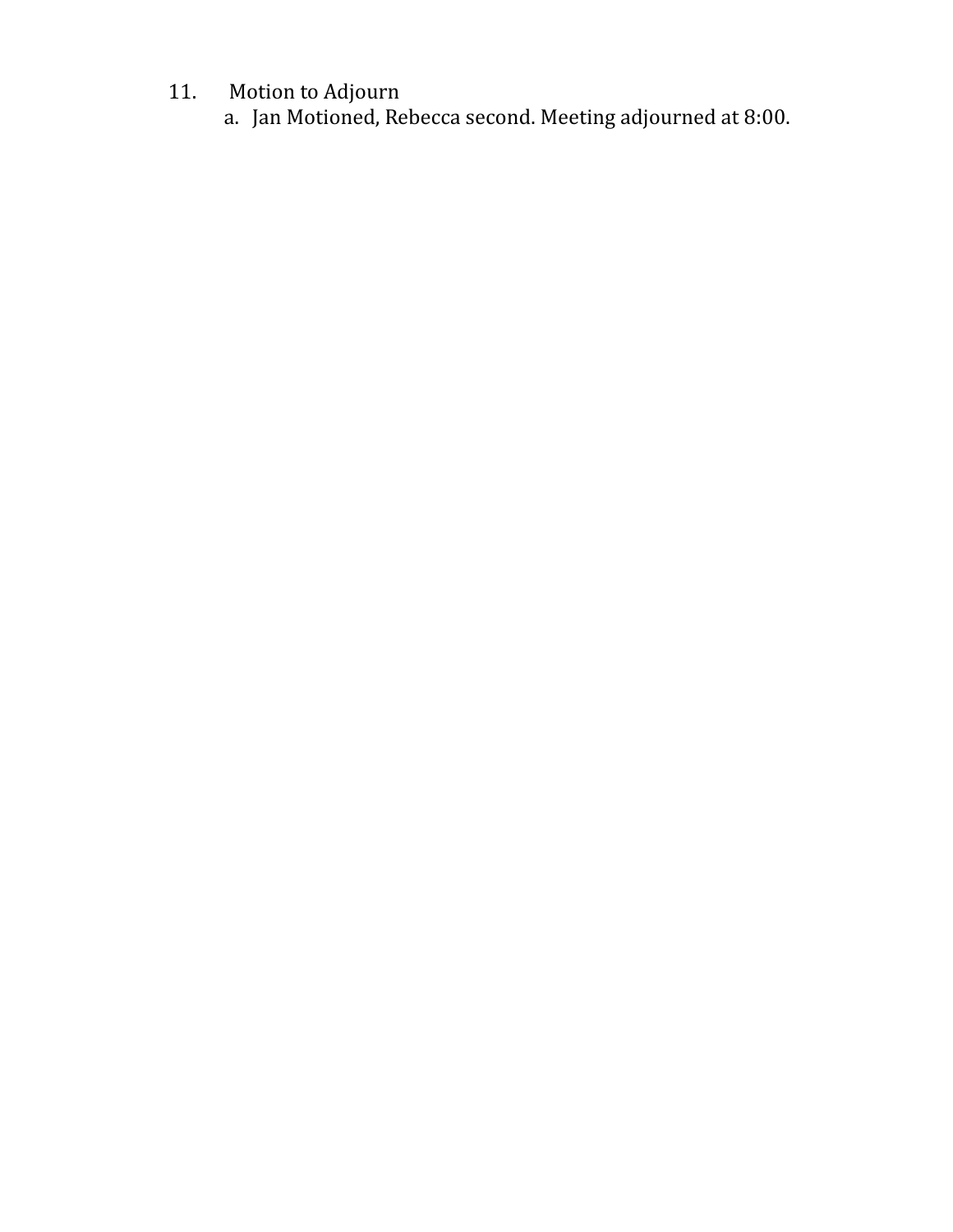11. Motion to Adjourn
    a. Jan Motioned, Rebecca second. Meeting adjourned at 8:00.